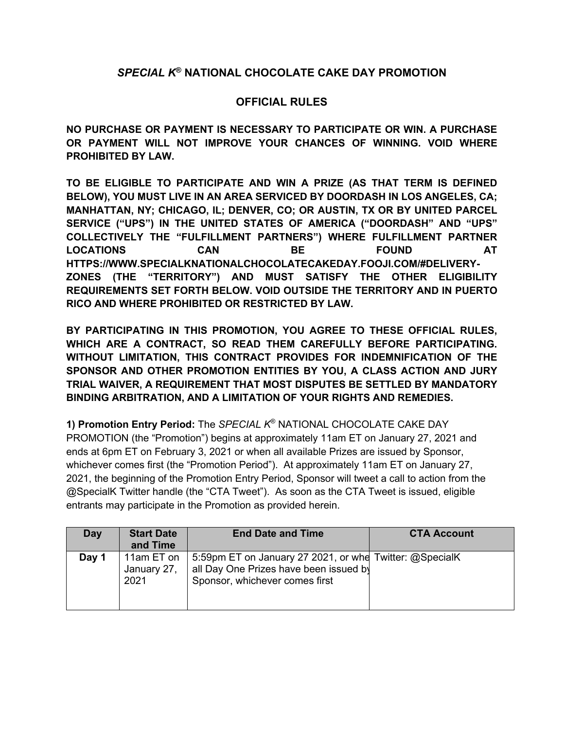# *SPECIAL K®* NATIONAL CHOCOLATE CAKE DAY PROMOTION

## OFFICIAL RULES

**NO PURCHASE OR PAYMENT IS NECESSARY TO PARTICIPATE OR WIN. A PURCHASE OR PAYMENT WILL NOT IMPROVE YOUR CHANCES OF WINNING. VOID WHERE PROHIBITED BY LAW.**

**TO BE ELIGIBLE TO PARTICIPATE AND WIN A PRIZE (AS THAT TERM IS DEFINED BELOW), YOU MUST LIVE IN AN AREA SERVICED BY DOORDASH IN LOS ANGELES, CA; MANHATTAN, NY; CHICAGO, IL; DENVER, CO; OR AUSTIN, TX OR BY UNITED PARCEL SERVICE ("UPS") IN THE UNITED STATES OF AMERICA ("DOORDASH" AND "UPS" COLLECTIVELY THE "FULFILLMENT PARTNERS") WHERE FULFILLMENT PARTNER LOCATIONS CAN BE FOUND AT HTTPS://WWW.SPECIALKNATIONALCHOCOLATECAKEDAY.FOOJI.COM/#DELIVERY-ZONES (THE "TERRITORY") AND MUST SATISFY THE OTHER ELIGIBILITY REQUIREMENTS SET FORTH BELOW. VOID OUTSIDE THE TERRITORY AND IN PUERTO RICO AND WHERE PROHIBITED OR RESTRICTED BY LAW.**

**BY PARTICIPATING IN THIS PROMOTION, YOU AGREE TO THESE OFFICIAL RULES, WHICH ARE A CONTRACT, SO READ THEM CAREFULLY BEFORE PARTICIPATING. WITHOUT LIMITATION, THIS CONTRACT PROVIDES FOR INDEMNIFICATION OF THE SPONSOR AND OTHER PROMOTION ENTITIES BY YOU, A CLASS ACTION AND JURY TRIAL WAIVER, A REQUIREMENT THAT MOST DISPUTES BE SETTLED BY MANDATORY BINDING ARBITRATION, AND A LIMITATION OF YOUR RIGHTS AND REMEDIES.**

**1) Promotion Entry Period:** The *SPECIAL K®* NATIONAL CHOCOLATE CAKE DAY PROMOTION (the "Promotion") begins at approximately 11am ET on January 27, 2021 and ends at 6pm ET on February 3, 2021 or when all available Prizes are issued by Sponsor, whichever comes first (the "Promotion Period"). At approximately 11am ET on January 27, 2021, the beginning of the Promotion Entry Period, Sponsor will tweet a call to action from the @SpecialK Twitter handle (the "CTA Tweet"). As soon as the CTA Tweet is issued, eligible entrants may participate in the Promotion as provided herein.

| Day | Start Date and Time | End Date and Time | CTA Account |
|---|---|---|---|
| Day 1 | 11am ET on January 27, 2021 | 5:59pm ET on January 27 2021, or whe all Day One Prizes have been issued by Sponsor, whichever comes first | Twitter: @SpecialK |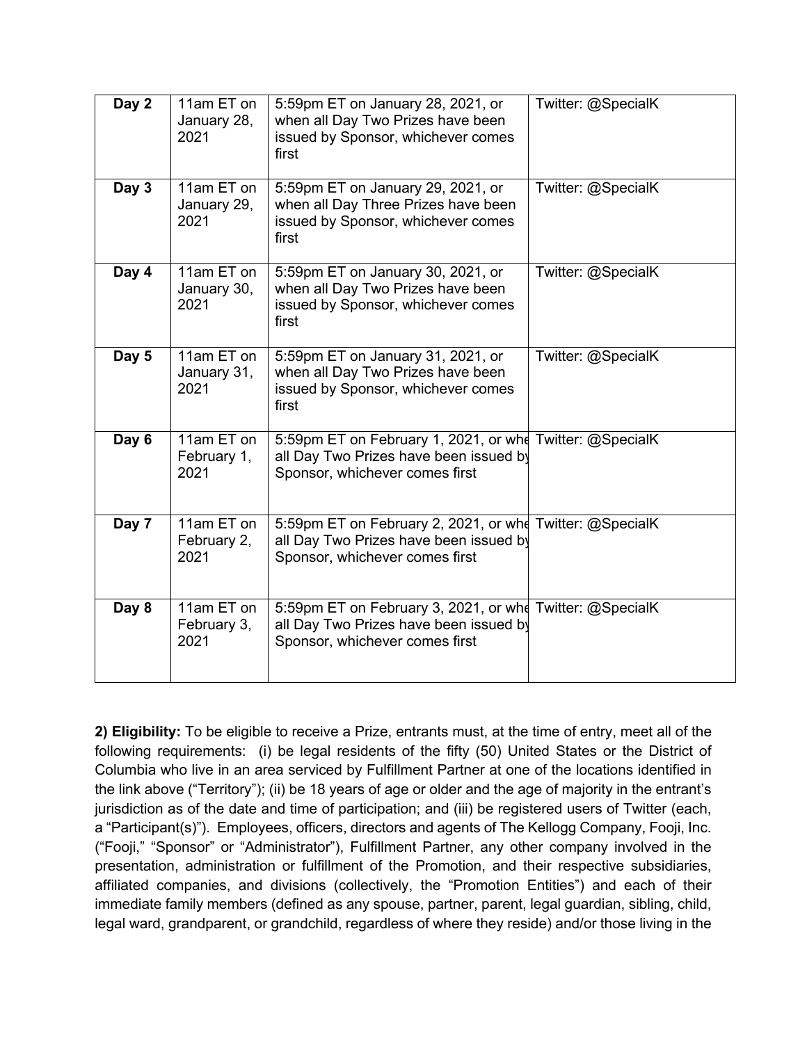| Day 2 | 11am ET on January 28, 2021 | 5:59pm ET on January 28, 2021, or when all Day Two Prizes have been issued by Sponsor, whichever comes first | Twitter: @SpecialK |
|---|---|---|---|
| Day 3 | 11am ET on January 29, 2021 | 5:59pm ET on January 29, 2021, or when all Day Three Prizes have been issued by Sponsor, whichever comes first | Twitter: @SpecialK |
| Day 4 | 11am ET on January 30, 2021 | 5:59pm ET on January 30, 2021, or when all Day Two Prizes have been issued by Sponsor, whichever comes first | Twitter: @SpecialK |
| Day 5 | 11am ET on January 31, 2021 | 5:59pm ET on January 31, 2021, or when all Day Two Prizes have been issued by Sponsor, whichever comes first | Twitter: @SpecialK |
| Day 6 | 11am ET on February 1, 2021 | 5:59pm ET on February 1, 2021, or whe all Day Two Prizes have been issued by Sponsor, whichever comes first | Twitter: @SpecialK |
| Day 7 | 11am ET on February 2, 2021 | 5:59pm ET on February 2, 2021, or whe all Day Two Prizes have been issued by Sponsor, whichever comes first | Twitter: @SpecialK |
| Day 8 | 11am ET on February 3, 2021 | 5:59pm ET on February 3, 2021, or whe all Day Two Prizes have been issued by Sponsor, whichever comes first | Twitter: @SpecialK |

**2) Eligibility:** To be eligible to receive a Prize, entrants must, at the time of entry, meet all of the following requirements: (i) be legal residents of the fifty (50) United States or the District of Columbia who live in an area serviced by Fulfillment Partner at one of the locations identified in the link above ("Territory"); (ii) be 18 years of age or older and the age of majority in the entrant's jurisdiction as of the date and time of participation; and (iii) be registered users of Twitter (each, a "Participant(s)"). Employees, officers, directors and agents of The Kellogg Company, Fooji, Inc. ("Fooji," "Sponsor" or "Administrator"), Fulfillment Partner, any other company involved in the presentation, administration or fulfillment of the Promotion, and their respective subsidiaries, affiliated companies, and divisions (collectively, the "Promotion Entities") and each of their immediate family members (defined as any spouse, partner, parent, legal guardian, sibling, child, legal ward, grandparent, or grandchild, regardless of where they reside) and/or those living in the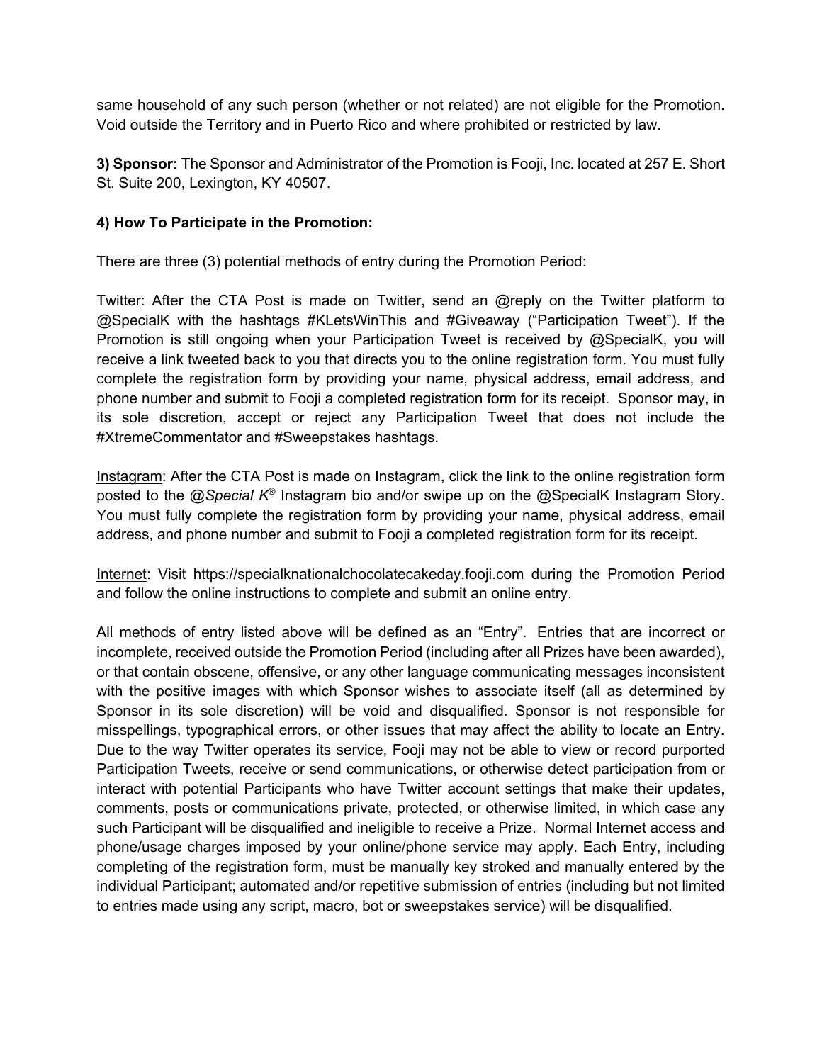same household of any such person (whether or not related) are not eligible for the Promotion. Void outside the Territory and in Puerto Rico and where prohibited or restricted by law.

**3) Sponsor:** The Sponsor and Administrator of the Promotion is Fooji, Inc. located at 257 E. Short St. Suite 200, Lexington, KY 40507.

**4) How To Participate in the Promotion:**

There are three (3) potential methods of entry during the Promotion Period:

Twitter: After the CTA Post is made on Twitter, send an @reply on the Twitter platform to @SpecialK with the hashtags #KLetsWinThis and #Giveaway ("Participation Tweet"). If the Promotion is still ongoing when your Participation Tweet is received by @SpecialK, you will receive a link tweeted back to you that directs you to the online registration form. You must fully complete the registration form by providing your name, physical address, email address, and phone number and submit to Fooji a completed registration form for its receipt. Sponsor may, in its sole discretion, accept or reject any Participation Tweet that does not include the #XtremeCommentator and #Sweepstakes hashtags.

Instagram: After the CTA Post is made on Instagram, click the link to the online registration form posted to the @*Special K*® Instagram bio and/or swipe up on the @SpecialK Instagram Story. You must fully complete the registration form by providing your name, physical address, email address, and phone number and submit to Fooji a completed registration form for its receipt.

Internet: Visit https://specialknationalchocolatecakeday.fooji.com during the Promotion Period and follow the online instructions to complete and submit an online entry.

All methods of entry listed above will be defined as an "Entry". Entries that are incorrect or incomplete, received outside the Promotion Period (including after all Prizes have been awarded), or that contain obscene, offensive, or any other language communicating messages inconsistent with the positive images with which Sponsor wishes to associate itself (all as determined by Sponsor in its sole discretion) will be void and disqualified. Sponsor is not responsible for misspellings, typographical errors, or other issues that may affect the ability to locate an Entry. Due to the way Twitter operates its service, Fooji may not be able to view or record purported Participation Tweets, receive or send communications, or otherwise detect participation from or interact with potential Participants who have Twitter account settings that make their updates, comments, posts or communications private, protected, or otherwise limited, in which case any such Participant will be disqualified and ineligible to receive a Prize. Normal Internet access and phone/usage charges imposed by your online/phone service may apply. Each Entry, including completing of the registration form, must be manually key stroked and manually entered by the individual Participant; automated and/or repetitive submission of entries (including but not limited to entries made using any script, macro, bot or sweepstakes service) will be disqualified.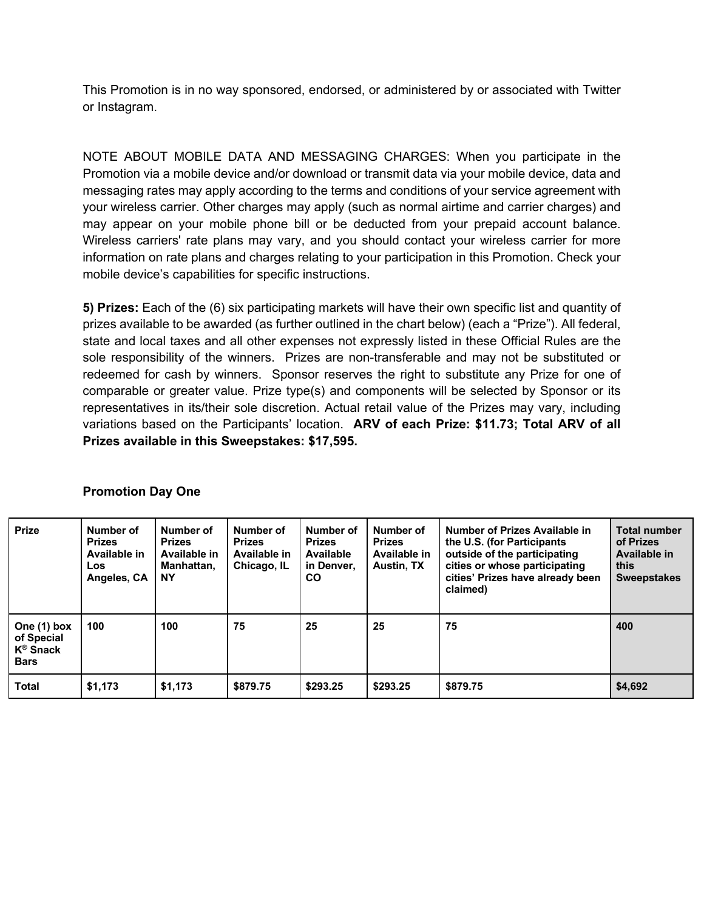This Promotion is in no way sponsored, endorsed, or administered by or associated with Twitter or Instagram.

NOTE ABOUT MOBILE DATA AND MESSAGING CHARGES: When you participate in the Promotion via a mobile device and/or download or transmit data via your mobile device, data and messaging rates may apply according to the terms and conditions of your service agreement with your wireless carrier. Other charges may apply (such as normal airtime and carrier charges) and may appear on your mobile phone bill or be deducted from your prepaid account balance. Wireless carriers' rate plans may vary, and you should contact your wireless carrier for more information on rate plans and charges relating to your participation in this Promotion. Check your mobile device's capabilities for specific instructions.

**5) Prizes:** Each of the (6) six participating markets will have their own specific list and quantity of prizes available to be awarded (as further outlined in the chart below) (each a "Prize"). All federal, state and local taxes and all other expenses not expressly listed in these Official Rules are the sole responsibility of the winners. Prizes are non-transferable and may not be substituted or redeemed for cash by winners. Sponsor reserves the right to substitute any Prize for one of comparable or greater value. Prize type(s) and components will be selected by Sponsor or its representatives in its/their sole discretion. Actual retail value of the Prizes may vary, including variations based on the Participants' location. **ARV of each Prize: $11.73; Total ARV of all Prizes available in this Sweepstakes: $17,595.**

**Promotion Day One**

| Prize | Number of Prizes Available in Los Angeles, CA | Number of Prizes Available in Manhattan, NY | Number of Prizes Available in Chicago, IL | Number of Prizes Available in Denver, CO | Number of Prizes Available in Austin, TX | Number of Prizes Available in the U.S. (for Participants outside of the participating cities or whose participating cities' Prizes have already been claimed) | Total number of Prizes Available in this Sweepstakes |
|---|---|---|---|---|---|---|---|
| One (1) box of Special K® Snack Bars | 100 | 100 | 75 | 25 | 25 | 75 | 400 |
| Total | $1,173 | $1,173 | $879.75 | $293.25 | $293.25 | $879.75 | $4,692 |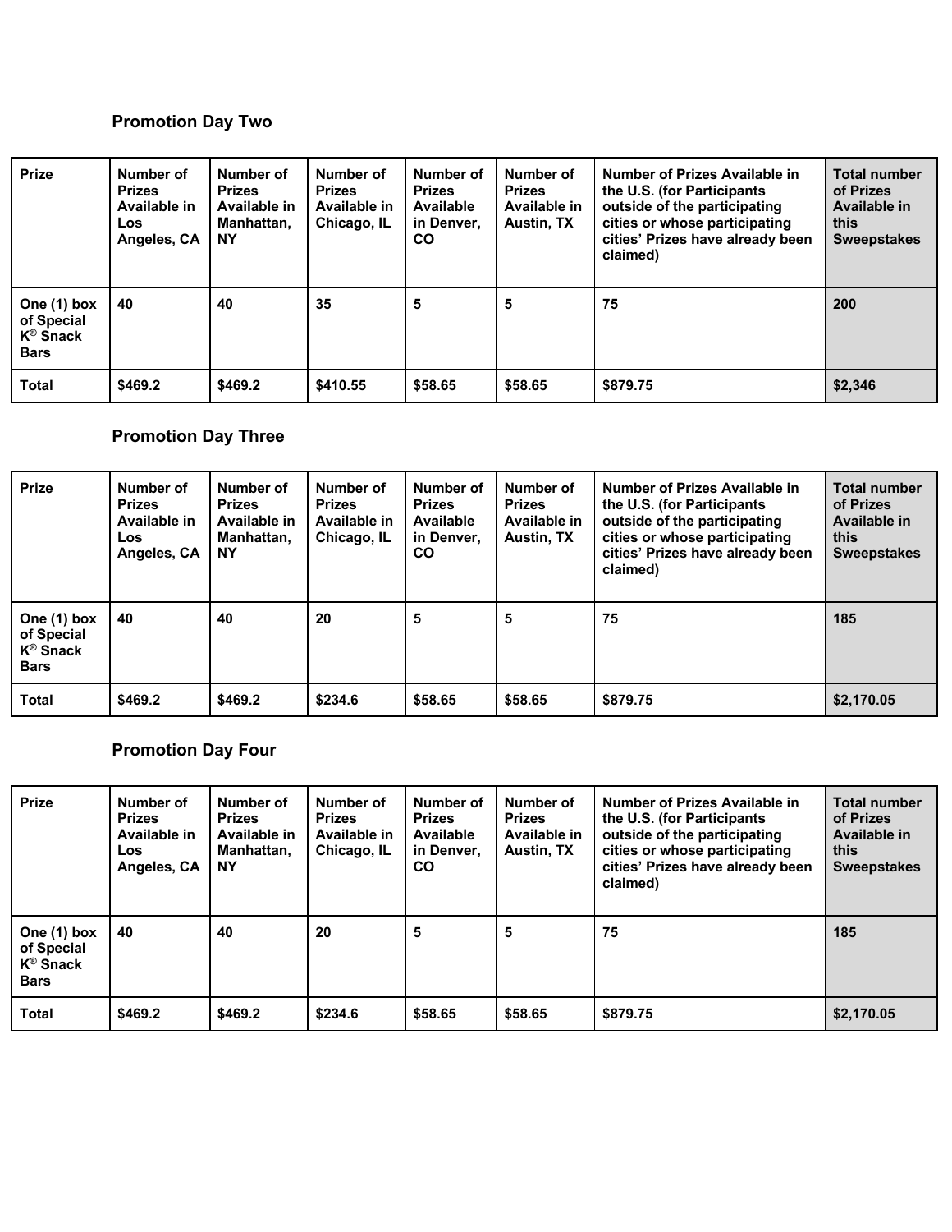### Promotion Day Two

| Prize | Number of Prizes Available in Los Angeles, CA | Number of Prizes Available in Manhattan, NY | Number of Prizes Available in Chicago, IL | Number of Prizes Available in Denver, CO | Number of Prizes Available in Austin, TX | Number of Prizes Available in the U.S. (for Participants outside of the participating cities or whose participating cities' Prizes have already been claimed) | Total number of Prizes Available in this Sweepstakes |
|---|---|---|---|---|---|---|---|
| One (1) box of Special K® Snack Bars | 40 | 40 | 35 | 5 | 5 | 75 | 200 |
| Total | $469.2 | $469.2 | $410.55 | $58.65 | $58.65 | $879.75 | $2,346 |

### Promotion Day Three

| Prize | Number of Prizes Available in Los Angeles, CA | Number of Prizes Available in Manhattan, NY | Number of Prizes Available in Chicago, IL | Number of Prizes Available in Denver, CO | Number of Prizes Available in Austin, TX | Number of Prizes Available in the U.S. (for Participants outside of the participating cities or whose participating cities' Prizes have already been claimed) | Total number of Prizes Available in this Sweepstakes |
|---|---|---|---|---|---|---|---|
| One (1) box of Special K® Snack Bars | 40 | 40 | 20 | 5 | 5 | 75 | 185 |
| Total | $469.2 | $469.2 | $234.6 | $58.65 | $58.65 | $879.75 | $2,170.05 |

### Promotion Day Four

| Prize | Number of Prizes Available in Los Angeles, CA | Number of Prizes Available in Manhattan, NY | Number of Prizes Available in Chicago, IL | Number of Prizes Available in Denver, CO | Number of Prizes Available in Austin, TX | Number of Prizes Available in the U.S. (for Participants outside of the participating cities or whose participating cities' Prizes have already been claimed) | Total number of Prizes Available in this Sweepstakes |
|---|---|---|---|---|---|---|---|
| One (1) box of Special K® Snack Bars | 40 | 40 | 20 | 5 | 5 | 75 | 185 |
| Total | $469.2 | $469.2 | $234.6 | $58.65 | $58.65 | $879.75 | $2,170.05 |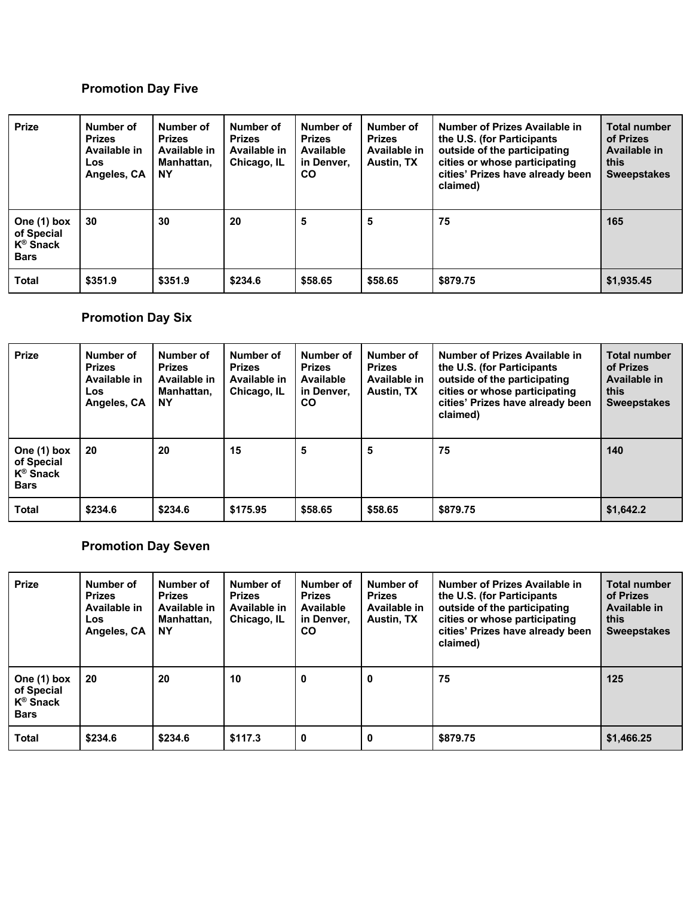### Promotion Day Five

| Prize | Number of Prizes Available in Los Angeles, CA | Number of Prizes Available in Manhattan, NY | Number of Prizes Available in Chicago, IL | Number of Prizes Available in Denver, CO | Number of Prizes Available in Austin, TX | Number of Prizes Available in the U.S. (for Participants outside of the participating cities or whose participating cities' Prizes have already been claimed) | Total number of Prizes Available in this Sweepstakes |
|---|---|---|---|---|---|---|---|
| One (1) box of Special K® Snack Bars | 30 | 30 | 20 | 5 | 5 | 75 | 165 |
| Total | $351.9 | $351.9 | $234.6 | $58.65 | $58.65 | $879.75 | $1,935.45 |

### Promotion Day Six

| Prize | Number of Prizes Available in Los Angeles, CA | Number of Prizes Available in Manhattan, NY | Number of Prizes Available in Chicago, IL | Number of Prizes Available in Denver, CO | Number of Prizes Available in Austin, TX | Number of Prizes Available in the U.S. (for Participants outside of the participating cities or whose participating cities' Prizes have already been claimed) | Total number of Prizes Available in this Sweepstakes |
|---|---|---|---|---|---|---|---|
| One (1) box of Special K® Snack Bars | 20 | 20 | 15 | 5 | 5 | 75 | 140 |
| Total | $234.6 | $234.6 | $175.95 | $58.65 | $58.65 | $879.75 | $1,642.2 |

### Promotion Day Seven

| Prize | Number of Prizes Available in Los Angeles, CA | Number of Prizes Available in Manhattan, NY | Number of Prizes Available in Chicago, IL | Number of Prizes Available in Denver, CO | Number of Prizes Available in Austin, TX | Number of Prizes Available in the U.S. (for Participants outside of the participating cities or whose participating cities' Prizes have already been claimed) | Total number of Prizes Available in this Sweepstakes |
|---|---|---|---|---|---|---|---|
| One (1) box of Special K® Snack Bars | 20 | 20 | 10 | 0 | 0 | 75 | 125 |
| Total | $234.6 | $234.6 | $117.3 | 0 | 0 | $879.75 | $1,466.25 |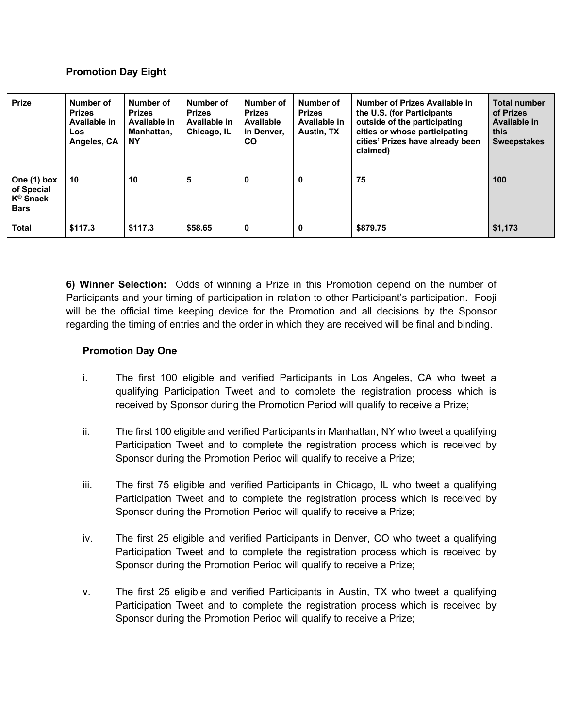**Promotion Day Eight**

| Prize | Number of Prizes Available in Los Angeles, CA | Number of Prizes Available in Manhattan, NY | Number of Prizes Available in Chicago, IL | Number of Prizes Available in Denver, CO | Number of Prizes Available in Austin, TX | Number of Prizes Available in the U.S. (for Participants outside of the participating cities or whose participating cities' Prizes have already been claimed) | Total number of Prizes Available in this Sweepstakes |
|---|---|---|---|---|---|---|---|
| One (1) box of Special K® Snack Bars | 10 | 10 | 5 | 0 | 0 | 75 | 100 |
| Total | $117.3 | $117.3 | $58.65 | 0 | 0 | $879.75 | $1,173 |

**6) Winner Selection:** Odds of winning a Prize in this Promotion depend on the number of Participants and your timing of participation in relation to other Participant's participation. Fooji will be the official time keeping device for the Promotion and all decisions by the Sponsor regarding the timing of entries and the order in which they are received will be final and binding.

**Promotion Day One**

i. The first 100 eligible and verified Participants in Los Angeles, CA who tweet a qualifying Participation Tweet and to complete the registration process which is received by Sponsor during the Promotion Period will qualify to receive a Prize;

ii. The first 100 eligible and verified Participants in Manhattan, NY who tweet a qualifying Participation Tweet and to complete the registration process which is received by Sponsor during the Promotion Period will qualify to receive a Prize;

iii. The first 75 eligible and verified Participants in Chicago, IL who tweet a qualifying Participation Tweet and to complete the registration process which is received by Sponsor during the Promotion Period will qualify to receive a Prize;

iv. The first 25 eligible and verified Participants in Denver, CO who tweet a qualifying Participation Tweet and to complete the registration process which is received by Sponsor during the Promotion Period will qualify to receive a Prize;

v. The first 25 eligible and verified Participants in Austin, TX who tweet a qualifying Participation Tweet and to complete the registration process which is received by Sponsor during the Promotion Period will qualify to receive a Prize;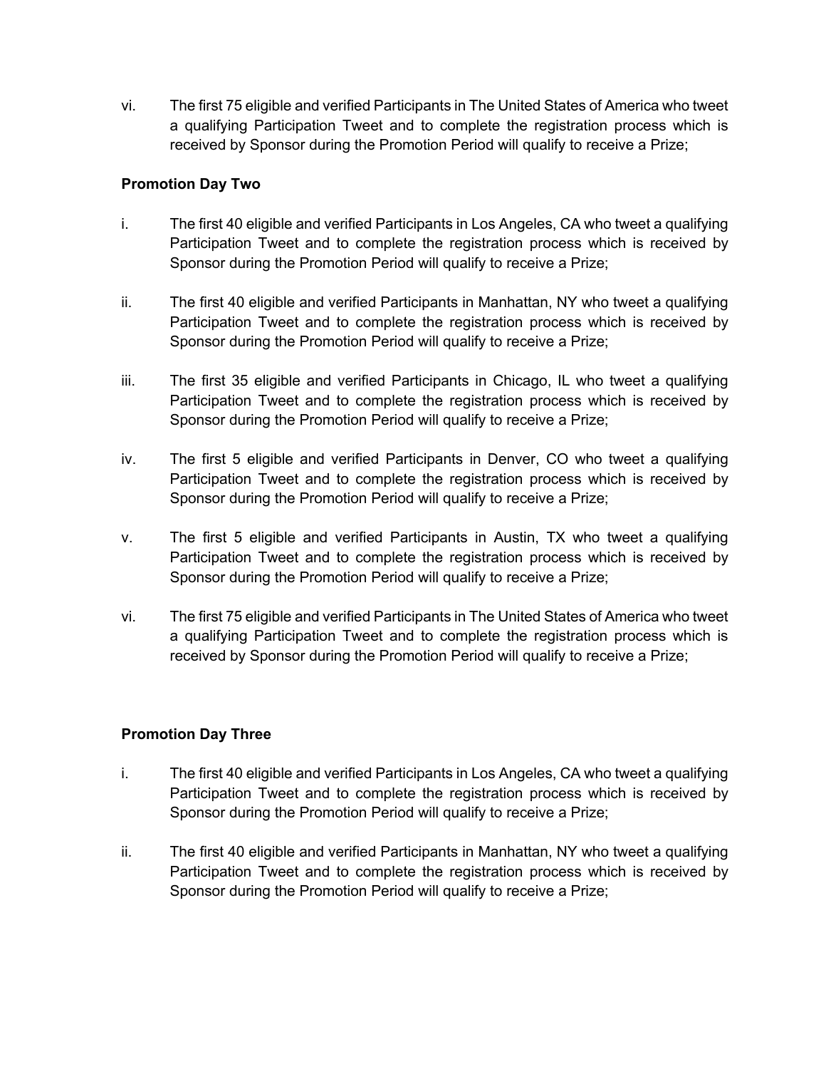vi. The first 75 eligible and verified Participants in The United States of America who tweet a qualifying Participation Tweet and to complete the registration process which is received by Sponsor during the Promotion Period will qualify to receive a Prize;

**Promotion Day Two**

i. The first 40 eligible and verified Participants in Los Angeles, CA who tweet a qualifying Participation Tweet and to complete the registration process which is received by Sponsor during the Promotion Period will qualify to receive a Prize;

ii. The first 40 eligible and verified Participants in Manhattan, NY who tweet a qualifying Participation Tweet and to complete the registration process which is received by Sponsor during the Promotion Period will qualify to receive a Prize;

iii. The first 35 eligible and verified Participants in Chicago, IL who tweet a qualifying Participation Tweet and to complete the registration process which is received by Sponsor during the Promotion Period will qualify to receive a Prize;

iv. The first 5 eligible and verified Participants in Denver, CO who tweet a qualifying Participation Tweet and to complete the registration process which is received by Sponsor during the Promotion Period will qualify to receive a Prize;

v. The first 5 eligible and verified Participants in Austin, TX who tweet a qualifying Participation Tweet and to complete the registration process which is received by Sponsor during the Promotion Period will qualify to receive a Prize;

vi. The first 75 eligible and verified Participants in The United States of America who tweet a qualifying Participation Tweet and to complete the registration process which is received by Sponsor during the Promotion Period will qualify to receive a Prize;

**Promotion Day Three**

i. The first 40 eligible and verified Participants in Los Angeles, CA who tweet a qualifying Participation Tweet and to complete the registration process which is received by Sponsor during the Promotion Period will qualify to receive a Prize;

ii. The first 40 eligible and verified Participants in Manhattan, NY who tweet a qualifying Participation Tweet and to complete the registration process which is received by Sponsor during the Promotion Period will qualify to receive a Prize;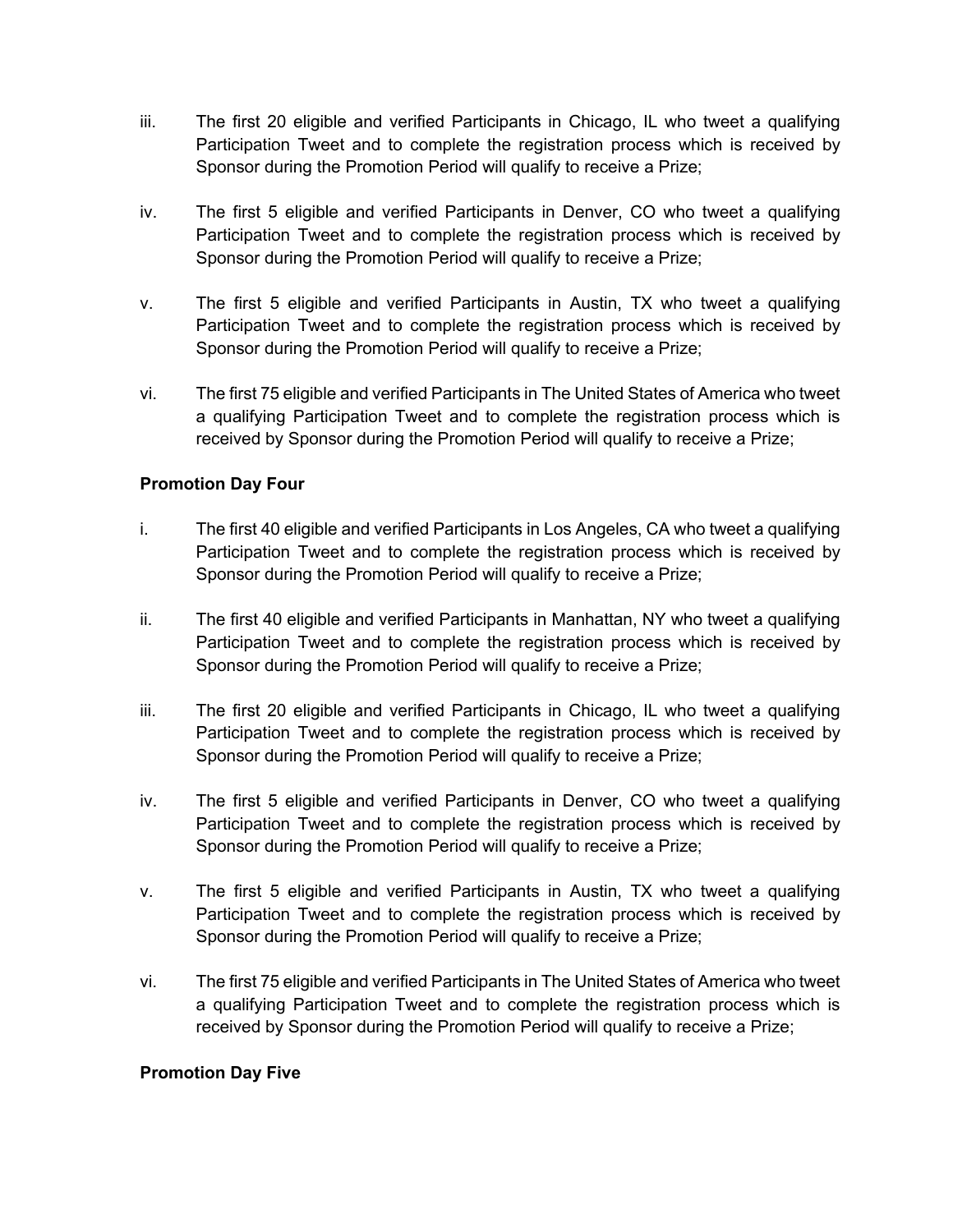iii. The first 20 eligible and verified Participants in Chicago, IL who tweet a qualifying Participation Tweet and to complete the registration process which is received by Sponsor during the Promotion Period will qualify to receive a Prize;

iv. The first 5 eligible and verified Participants in Denver, CO who tweet a qualifying Participation Tweet and to complete the registration process which is received by Sponsor during the Promotion Period will qualify to receive a Prize;

v. The first 5 eligible and verified Participants in Austin, TX who tweet a qualifying Participation Tweet and to complete the registration process which is received by Sponsor during the Promotion Period will qualify to receive a Prize;

vi. The first 75 eligible and verified Participants in The United States of America who tweet a qualifying Participation Tweet and to complete the registration process which is received by Sponsor during the Promotion Period will qualify to receive a Prize;

**Promotion Day Four**

i. The first 40 eligible and verified Participants in Los Angeles, CA who tweet a qualifying Participation Tweet and to complete the registration process which is received by Sponsor during the Promotion Period will qualify to receive a Prize;

ii. The first 40 eligible and verified Participants in Manhattan, NY who tweet a qualifying Participation Tweet and to complete the registration process which is received by Sponsor during the Promotion Period will qualify to receive a Prize;

iii. The first 20 eligible and verified Participants in Chicago, IL who tweet a qualifying Participation Tweet and to complete the registration process which is received by Sponsor during the Promotion Period will qualify to receive a Prize;

iv. The first 5 eligible and verified Participants in Denver, CO who tweet a qualifying Participation Tweet and to complete the registration process which is received by Sponsor during the Promotion Period will qualify to receive a Prize;

v. The first 5 eligible and verified Participants in Austin, TX who tweet a qualifying Participation Tweet and to complete the registration process which is received by Sponsor during the Promotion Period will qualify to receive a Prize;

vi. The first 75 eligible and verified Participants in The United States of America who tweet a qualifying Participation Tweet and to complete the registration process which is received by Sponsor during the Promotion Period will qualify to receive a Prize;

**Promotion Day Five**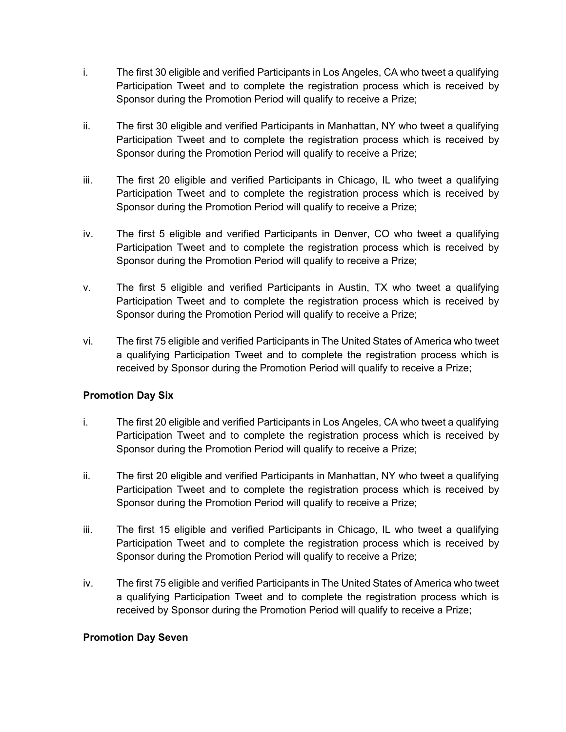i. The first 30 eligible and verified Participants in Los Angeles, CA who tweet a qualifying Participation Tweet and to complete the registration process which is received by Sponsor during the Promotion Period will qualify to receive a Prize;

ii. The first 30 eligible and verified Participants in Manhattan, NY who tweet a qualifying Participation Tweet and to complete the registration process which is received by Sponsor during the Promotion Period will qualify to receive a Prize;

iii. The first 20 eligible and verified Participants in Chicago, IL who tweet a qualifying Participation Tweet and to complete the registration process which is received by Sponsor during the Promotion Period will qualify to receive a Prize;

iv. The first 5 eligible and verified Participants in Denver, CO who tweet a qualifying Participation Tweet and to complete the registration process which is received by Sponsor during the Promotion Period will qualify to receive a Prize;

v. The first 5 eligible and verified Participants in Austin, TX who tweet a qualifying Participation Tweet and to complete the registration process which is received by Sponsor during the Promotion Period will qualify to receive a Prize;

vi. The first 75 eligible and verified Participants in The United States of America who tweet a qualifying Participation Tweet and to complete the registration process which is received by Sponsor during the Promotion Period will qualify to receive a Prize;

**Promotion Day Six**

i. The first 20 eligible and verified Participants in Los Angeles, CA who tweet a qualifying Participation Tweet and to complete the registration process which is received by Sponsor during the Promotion Period will qualify to receive a Prize;

ii. The first 20 eligible and verified Participants in Manhattan, NY who tweet a qualifying Participation Tweet and to complete the registration process which is received by Sponsor during the Promotion Period will qualify to receive a Prize;

iii. The first 15 eligible and verified Participants in Chicago, IL who tweet a qualifying Participation Tweet and to complete the registration process which is received by Sponsor during the Promotion Period will qualify to receive a Prize;

iv. The first 75 eligible and verified Participants in The United States of America who tweet a qualifying Participation Tweet and to complete the registration process which is received by Sponsor during the Promotion Period will qualify to receive a Prize;

**Promotion Day Seven**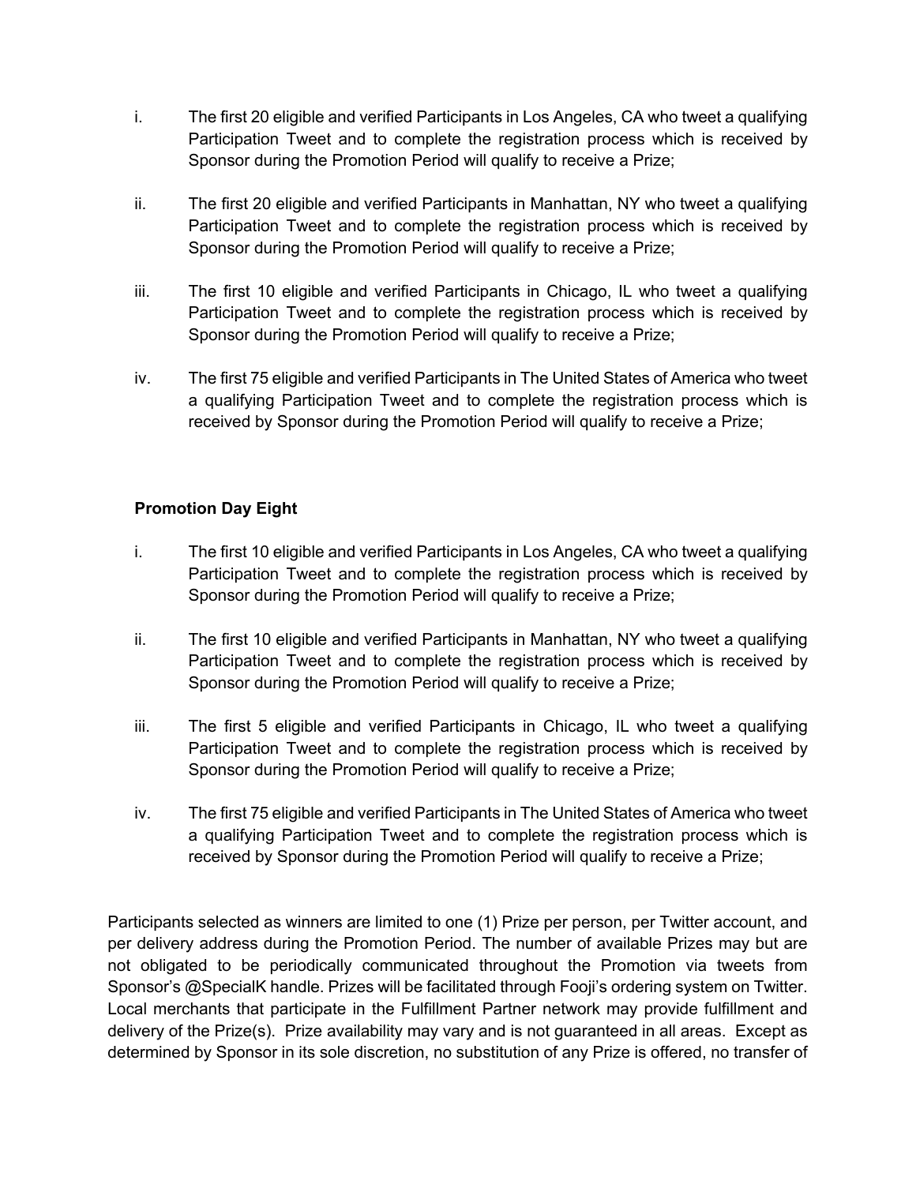i. The first 20 eligible and verified Participants in Los Angeles, CA who tweet a qualifying Participation Tweet and to complete the registration process which is received by Sponsor during the Promotion Period will qualify to receive a Prize;

ii. The first 20 eligible and verified Participants in Manhattan, NY who tweet a qualifying Participation Tweet and to complete the registration process which is received by Sponsor during the Promotion Period will qualify to receive a Prize;

iii. The first 10 eligible and verified Participants in Chicago, IL who tweet a qualifying Participation Tweet and to complete the registration process which is received by Sponsor during the Promotion Period will qualify to receive a Prize;

iv. The first 75 eligible and verified Participants in The United States of America who tweet a qualifying Participation Tweet and to complete the registration process which is received by Sponsor during the Promotion Period will qualify to receive a Prize;

**Promotion Day Eight**

i. The first 10 eligible and verified Participants in Los Angeles, CA who tweet a qualifying Participation Tweet and to complete the registration process which is received by Sponsor during the Promotion Period will qualify to receive a Prize;

ii. The first 10 eligible and verified Participants in Manhattan, NY who tweet a qualifying Participation Tweet and to complete the registration process which is received by Sponsor during the Promotion Period will qualify to receive a Prize;

iii. The first 5 eligible and verified Participants in Chicago, IL who tweet a qualifying Participation Tweet and to complete the registration process which is received by Sponsor during the Promotion Period will qualify to receive a Prize;

iv. The first 75 eligible and verified Participants in The United States of America who tweet a qualifying Participation Tweet and to complete the registration process which is received by Sponsor during the Promotion Period will qualify to receive a Prize;

Participants selected as winners are limited to one (1) Prize per person, per Twitter account, and per delivery address during the Promotion Period. The number of available Prizes may but are not obligated to be periodically communicated throughout the Promotion via tweets from Sponsor's @SpecialK handle. Prizes will be facilitated through Fooji's ordering system on Twitter. Local merchants that participate in the Fulfillment Partner network may provide fulfillment and delivery of the Prize(s). Prize availability may vary and is not guaranteed in all areas. Except as determined by Sponsor in its sole discretion, no substitution of any Prize is offered, no transfer of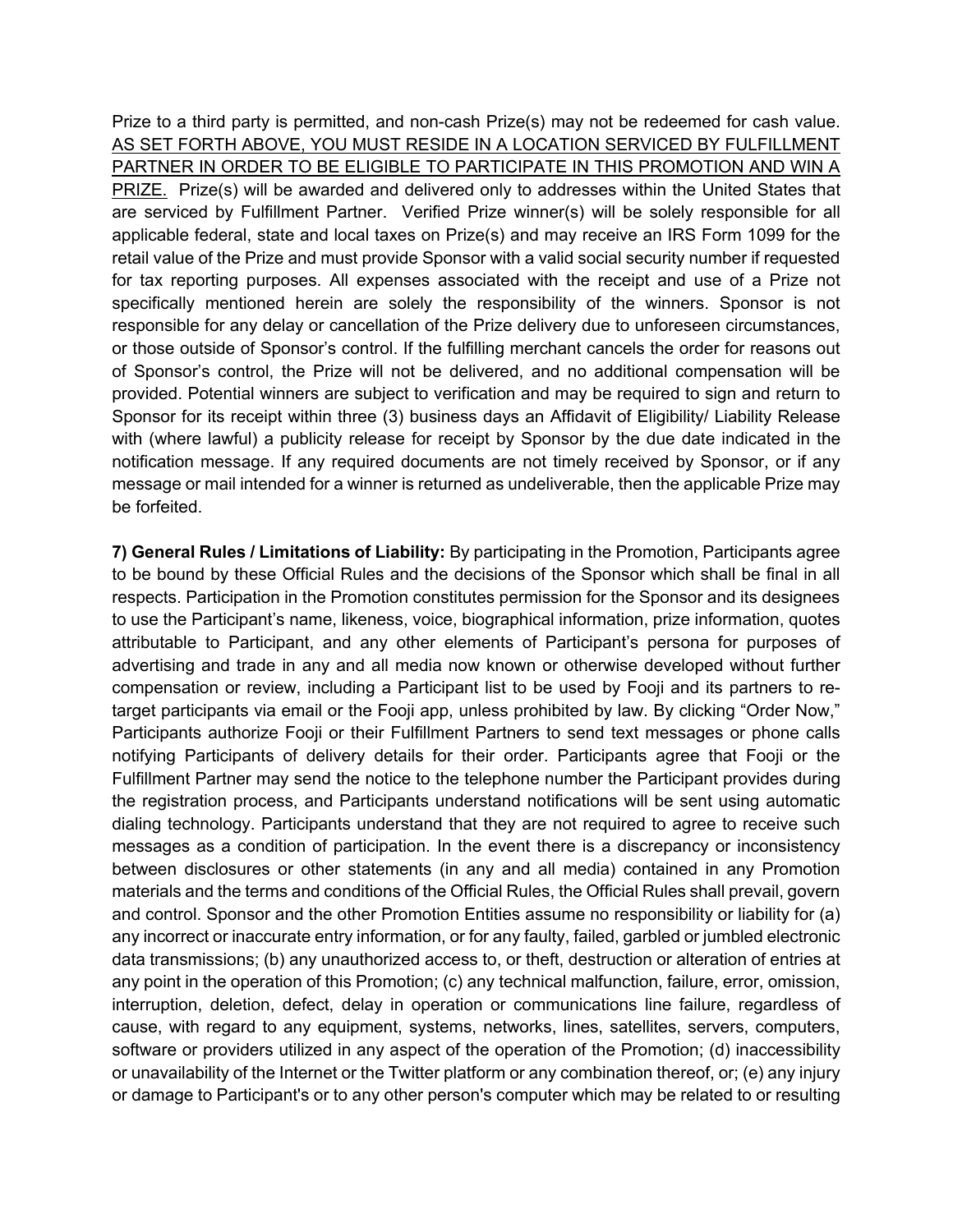Prize to a third party is permitted, and non-cash Prize(s) may not be redeemed for cash value. AS SET FORTH ABOVE, YOU MUST RESIDE IN A LOCATION SERVICED BY FULFILLMENT PARTNER IN ORDER TO BE ELIGIBLE TO PARTICIPATE IN THIS PROMOTION AND WIN A PRIZE. Prize(s) will be awarded and delivered only to addresses within the United States that are serviced by Fulfillment Partner. Verified Prize winner(s) will be solely responsible for all applicable federal, state and local taxes on Prize(s) and may receive an IRS Form 1099 for the retail value of the Prize and must provide Sponsor with a valid social security number if requested for tax reporting purposes. All expenses associated with the receipt and use of a Prize not specifically mentioned herein are solely the responsibility of the winners. Sponsor is not responsible for any delay or cancellation of the Prize delivery due to unforeseen circumstances, or those outside of Sponsor's control. If the fulfilling merchant cancels the order for reasons out of Sponsor's control, the Prize will not be delivered, and no additional compensation will be provided. Potential winners are subject to verification and may be required to sign and return to Sponsor for its receipt within three (3) business days an Affidavit of Eligibility/ Liability Release with (where lawful) a publicity release for receipt by Sponsor by the due date indicated in the notification message. If any required documents are not timely received by Sponsor, or if any message or mail intended for a winner is returned as undeliverable, then the applicable Prize may be forfeited.

**7) General Rules / Limitations of Liability:** By participating in the Promotion, Participants agree to be bound by these Official Rules and the decisions of the Sponsor which shall be final in all respects. Participation in the Promotion constitutes permission for the Sponsor and its designees to use the Participant's name, likeness, voice, biographical information, prize information, quotes attributable to Participant, and any other elements of Participant's persona for purposes of advertising and trade in any and all media now known or otherwise developed without further compensation or review, including a Participant list to be used by Fooji and its partners to re-target participants via email or the Fooji app, unless prohibited by law. By clicking "Order Now," Participants authorize Fooji or their Fulfillment Partners to send text messages or phone calls notifying Participants of delivery details for their order. Participants agree that Fooji or the Fulfillment Partner may send the notice to the telephone number the Participant provides during the registration process, and Participants understand notifications will be sent using automatic dialing technology. Participants understand that they are not required to agree to receive such messages as a condition of participation. In the event there is a discrepancy or inconsistency between disclosures or other statements (in any and all media) contained in any Promotion materials and the terms and conditions of the Official Rules, the Official Rules shall prevail, govern and control. Sponsor and the other Promotion Entities assume no responsibility or liability for (a) any incorrect or inaccurate entry information, or for any faulty, failed, garbled or jumbled electronic data transmissions; (b) any unauthorized access to, or theft, destruction or alteration of entries at any point in the operation of this Promotion; (c) any technical malfunction, failure, error, omission, interruption, deletion, defect, delay in operation or communications line failure, regardless of cause, with regard to any equipment, systems, networks, lines, satellites, servers, computers, software or providers utilized in any aspect of the operation of the Promotion; (d) inaccessibility or unavailability of the Internet or the Twitter platform or any combination thereof, or; (e) any injury or damage to Participant's or to any other person's computer which may be related to or resulting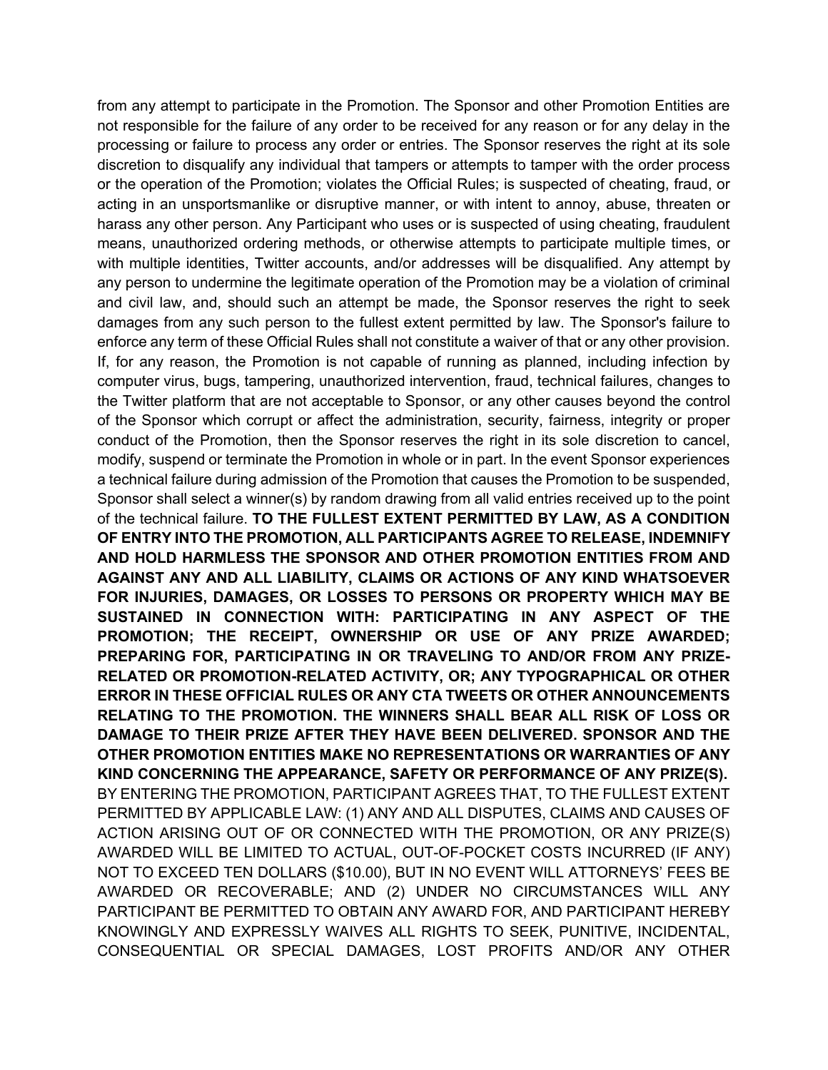from any attempt to participate in the Promotion. The Sponsor and other Promotion Entities are not responsible for the failure of any order to be received for any reason or for any delay in the processing or failure to process any order or entries. The Sponsor reserves the right at its sole discretion to disqualify any individual that tampers or attempts to tamper with the order process or the operation of the Promotion; violates the Official Rules; is suspected of cheating, fraud, or acting in an unsportsmanlike or disruptive manner, or with intent to annoy, abuse, threaten or harass any other person. Any Participant who uses or is suspected of using cheating, fraudulent means, unauthorized ordering methods, or otherwise attempts to participate multiple times, or with multiple identities, Twitter accounts, and/or addresses will be disqualified. Any attempt by any person to undermine the legitimate operation of the Promotion may be a violation of criminal and civil law, and, should such an attempt be made, the Sponsor reserves the right to seek damages from any such person to the fullest extent permitted by law. The Sponsor's failure to enforce any term of these Official Rules shall not constitute a waiver of that or any other provision. If, for any reason, the Promotion is not capable of running as planned, including infection by computer virus, bugs, tampering, unauthorized intervention, fraud, technical failures, changes to the Twitter platform that are not acceptable to Sponsor, or any other causes beyond the control of the Sponsor which corrupt or affect the administration, security, fairness, integrity or proper conduct of the Promotion, then the Sponsor reserves the right in its sole discretion to cancel, modify, suspend or terminate the Promotion in whole or in part. In the event Sponsor experiences a technical failure during admission of the Promotion that causes the Promotion to be suspended, Sponsor shall select a winner(s) by random drawing from all valid entries received up to the point of the technical failure. **TO THE FULLEST EXTENT PERMITTED BY LAW, AS A CONDITION OF ENTRY INTO THE PROMOTION, ALL PARTICIPANTS AGREE TO RELEASE, INDEMNIFY AND HOLD HARMLESS THE SPONSOR AND OTHER PROMOTION ENTITIES FROM AND AGAINST ANY AND ALL LIABILITY, CLAIMS OR ACTIONS OF ANY KIND WHATSOEVER FOR INJURIES, DAMAGES, OR LOSSES TO PERSONS OR PROPERTY WHICH MAY BE SUSTAINED IN CONNECTION WITH: PARTICIPATING IN ANY ASPECT OF THE PROMOTION; THE RECEIPT, OWNERSHIP OR USE OF ANY PRIZE AWARDED; PREPARING FOR, PARTICIPATING IN OR TRAVELING TO AND/OR FROM ANY PRIZE-RELATED OR PROMOTION-RELATED ACTIVITY, OR; ANY TYPOGRAPHICAL OR OTHER ERROR IN THESE OFFICIAL RULES OR ANY CTA TWEETS OR OTHER ANNOUNCEMENTS RELATING TO THE PROMOTION. THE WINNERS SHALL BEAR ALL RISK OF LOSS OR DAMAGE TO THEIR PRIZE AFTER THEY HAVE BEEN DELIVERED. SPONSOR AND THE OTHER PROMOTION ENTITIES MAKE NO REPRESENTATIONS OR WARRANTIES OF ANY KIND CONCERNING THE APPEARANCE, SAFETY OR PERFORMANCE OF ANY PRIZE(S).** BY ENTERING THE PROMOTION, PARTICIPANT AGREES THAT, TO THE FULLEST EXTENT PERMITTED BY APPLICABLE LAW: (1) ANY AND ALL DISPUTES, CLAIMS AND CAUSES OF ACTION ARISING OUT OF OR CONNECTED WITH THE PROMOTION, OR ANY PRIZE(S) AWARDED WILL BE LIMITED TO ACTUAL, OUT-OF-POCKET COSTS INCURRED (IF ANY) NOT TO EXCEED TEN DOLLARS ($10.00), BUT IN NO EVENT WILL ATTORNEYS' FEES BE AWARDED OR RECOVERABLE; AND (2) UNDER NO CIRCUMSTANCES WILL ANY PARTICIPANT BE PERMITTED TO OBTAIN ANY AWARD FOR, AND PARTICIPANT HEREBY KNOWINGLY AND EXPRESSLY WAIVES ALL RIGHTS TO SEEK, PUNITIVE, INCIDENTAL, CONSEQUENTIAL OR SPECIAL DAMAGES, LOST PROFITS AND/OR ANY OTHER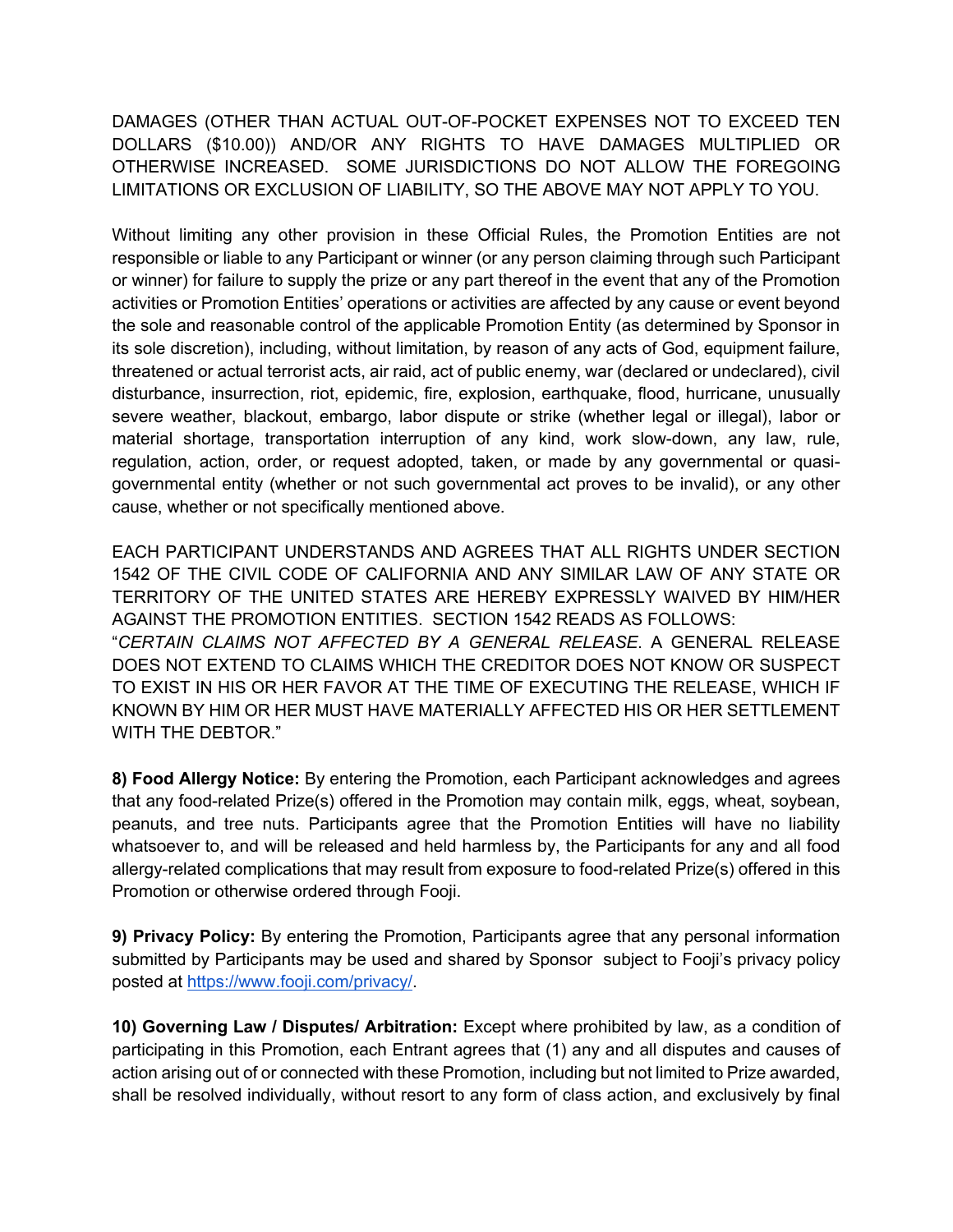DAMAGES (OTHER THAN ACTUAL OUT-OF-POCKET EXPENSES NOT TO EXCEED TEN DOLLARS ($10.00)) AND/OR ANY RIGHTS TO HAVE DAMAGES MULTIPLIED OR OTHERWISE INCREASED. SOME JURISDICTIONS DO NOT ALLOW THE FOREGOING LIMITATIONS OR EXCLUSION OF LIABILITY, SO THE ABOVE MAY NOT APPLY TO YOU.

Without limiting any other provision in these Official Rules, the Promotion Entities are not responsible or liable to any Participant or winner (or any person claiming through such Participant or winner) for failure to supply the prize or any part thereof in the event that any of the Promotion activities or Promotion Entities' operations or activities are affected by any cause or event beyond the sole and reasonable control of the applicable Promotion Entity (as determined by Sponsor in its sole discretion), including, without limitation, by reason of any acts of God, equipment failure, threatened or actual terrorist acts, air raid, act of public enemy, war (declared or undeclared), civil disturbance, insurrection, riot, epidemic, fire, explosion, earthquake, flood, hurricane, unusually severe weather, blackout, embargo, labor dispute or strike (whether legal or illegal), labor or material shortage, transportation interruption of any kind, work slow-down, any law, rule, regulation, action, order, or request adopted, taken, or made by any governmental or quasi-governmental entity (whether or not such governmental act proves to be invalid), or any other cause, whether or not specifically mentioned above.

EACH PARTICIPANT UNDERSTANDS AND AGREES THAT ALL RIGHTS UNDER SECTION 1542 OF THE CIVIL CODE OF CALIFORNIA AND ANY SIMILAR LAW OF ANY STATE OR TERRITORY OF THE UNITED STATES ARE HEREBY EXPRESSLY WAIVED BY HIM/HER AGAINST THE PROMOTION ENTITIES. SECTION 1542 READS AS FOLLOWS: "*CERTAIN CLAIMS NOT AFFECTED BY A GENERAL RELEASE*. A GENERAL RELEASE DOES NOT EXTEND TO CLAIMS WHICH THE CREDITOR DOES NOT KNOW OR SUSPECT TO EXIST IN HIS OR HER FAVOR AT THE TIME OF EXECUTING THE RELEASE, WHICH IF KNOWN BY HIM OR HER MUST HAVE MATERIALLY AFFECTED HIS OR HER SETTLEMENT WITH THE DEBTOR."

**8) Food Allergy Notice:** By entering the Promotion, each Participant acknowledges and agrees that any food-related Prize(s) offered in the Promotion may contain milk, eggs, wheat, soybean, peanuts, and tree nuts. Participants agree that the Promotion Entities will have no liability whatsoever to, and will be released and held harmless by, the Participants for any and all food allergy-related complications that may result from exposure to food-related Prize(s) offered in this Promotion or otherwise ordered through Fooji.

**9) Privacy Policy:** By entering the Promotion, Participants agree that any personal information submitted by Participants may be used and shared by Sponsor subject to Fooji's privacy policy posted at https://www.fooji.com/privacy/.

**10) Governing Law / Disputes/ Arbitration:** Except where prohibited by law, as a condition of participating in this Promotion, each Entrant agrees that (1) any and all disputes and causes of action arising out of or connected with these Promotion, including but not limited to Prize awarded, shall be resolved individually, without resort to any form of class action, and exclusively by final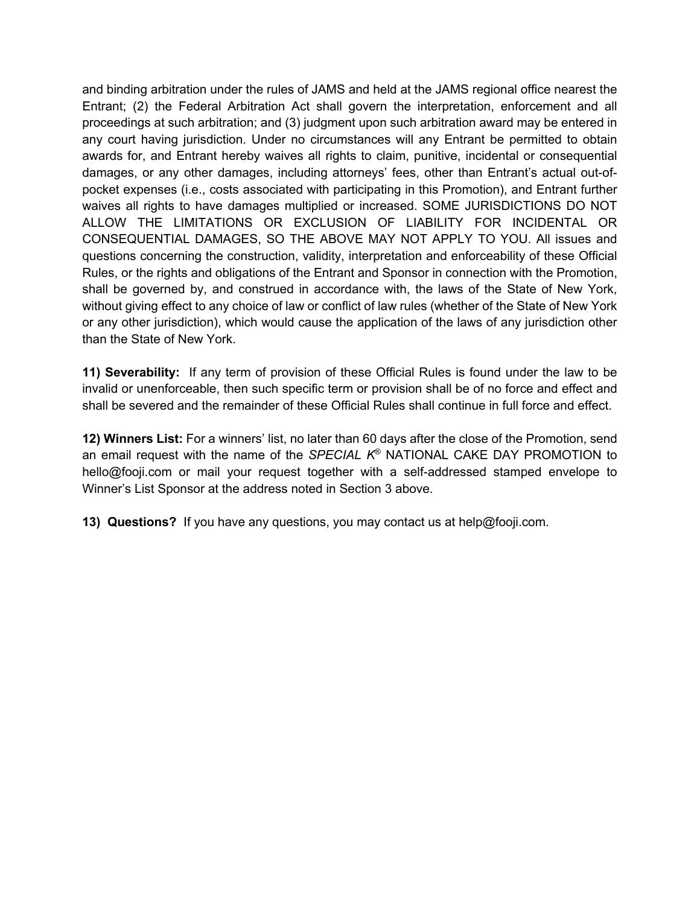and binding arbitration under the rules of JAMS and held at the JAMS regional office nearest the Entrant; (2) the Federal Arbitration Act shall govern the interpretation, enforcement and all proceedings at such arbitration; and (3) judgment upon such arbitration award may be entered in any court having jurisdiction. Under no circumstances will any Entrant be permitted to obtain awards for, and Entrant hereby waives all rights to claim, punitive, incidental or consequential damages, or any other damages, including attorneys' fees, other than Entrant's actual out-of-pocket expenses (i.e., costs associated with participating in this Promotion), and Entrant further waives all rights to have damages multiplied or increased. SOME JURISDICTIONS DO NOT ALLOW THE LIMITATIONS OR EXCLUSION OF LIABILITY FOR INCIDENTAL OR CONSEQUENTIAL DAMAGES, SO THE ABOVE MAY NOT APPLY TO YOU. All issues and questions concerning the construction, validity, interpretation and enforceability of these Official Rules, or the rights and obligations of the Entrant and Sponsor in connection with the Promotion, shall be governed by, and construed in accordance with, the laws of the State of New York, without giving effect to any choice of law or conflict of law rules (whether of the State of New York or any other jurisdiction), which would cause the application of the laws of any jurisdiction other than the State of New York.

**11) Severability:** If any term of provision of these Official Rules is found under the law to be invalid or unenforceable, then such specific term or provision shall be of no force and effect and shall be severed and the remainder of these Official Rules shall continue in full force and effect.

**12) Winners List:** For a winners' list, no later than 60 days after the close of the Promotion, send an email request with the name of the *SPECIAL K*® NATIONAL CAKE DAY PROMOTION to hello@fooji.com or mail your request together with a self-addressed stamped envelope to Winner's List Sponsor at the address noted in Section 3 above.

**13) Questions?** If you have any questions, you may contact us at help@fooji.com.